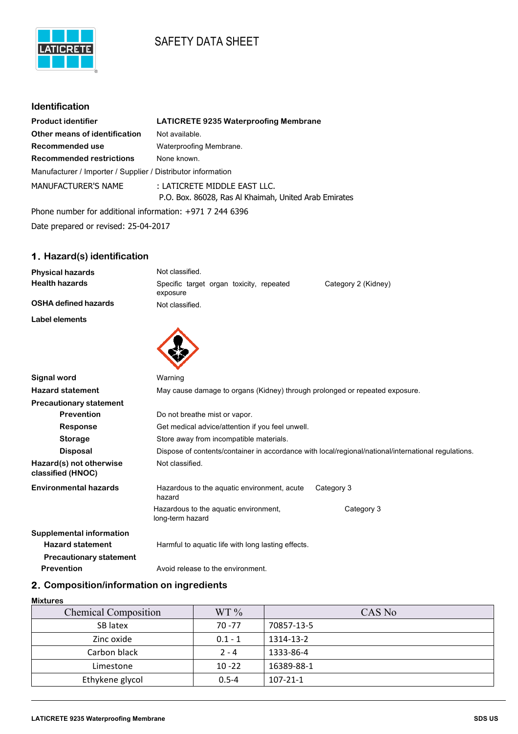# SAFETY DATA SHEET

## Identification

| | |
|---|---|
| **Product identifier** | **LATICRETE 9235 Waterproofing Membrane** |
| **Other means of identification** | Not available. |
| **Recommended use** | Waterproofing Membrane. |
| **Recommended restrictions** | None known. |

Manufacturer / Importer / Supplier / Distributor information

MANUFACTURER'S NAME : LATICRETE MIDDLE EAST LLC.
P.O. Box. 86028, Ras Al Khaimah, United Arab Emirates

Phone number for additional information: +971 7 244 6396

Date prepared or revised: 25-04-2017

## 1. Hazard(s) identification

| | | |
|---|---|---|
| **Physical hazards** | Not classified. | |
| **Health hazards** | Specific target organ toxicity, repeated exposure | Category 2 (Kidney) |
| **OSHA defined hazards** | Not classified. | |

**Label elements**

**Signal word** Warning

**Hazard statement** May cause damage to organs (Kidney) through prolonged or repeated exposure.

**Precautionary statement**

- **Prevention** Do not breathe mist or vapor.
- **Response** Get medical advice/attention if you feel unwell.
- **Storage** Store away from incompatible materials.
- **Disposal** Dispose of contents/container in accordance with local/regional/national/international regulations.

**Hazard(s) not otherwise classified (HNOC)** Not classified.

| | | |
|---|---|---|
| **Environmental hazards** | Hazardous to the aquatic environment, acute hazard | Category 3 |
| | Hazardous to the aquatic environment, long-term hazard | Category 3 |

**Supplemental information**

- **Hazard statement** Harmful to aquatic life with long lasting effects.
- **Precautionary statement**
- **Prevention** Avoid release to the environment.

## 2. Composition/information on ingredients

**Mixtures**

| Chemical Composition | WT % | CAS No |
|---|---|---|
| SB latex | 70 -77 | 70857-13-5 |
| Zinc oxide | 0.1 - 1 | 1314-13-2 |
| Carbon black | 2 - 4 | 1333-86-4 |
| Limestone | 10 -22 | 16389-88-1 |
| Ethykene glycol | 0.5-4 | 107-21-1 |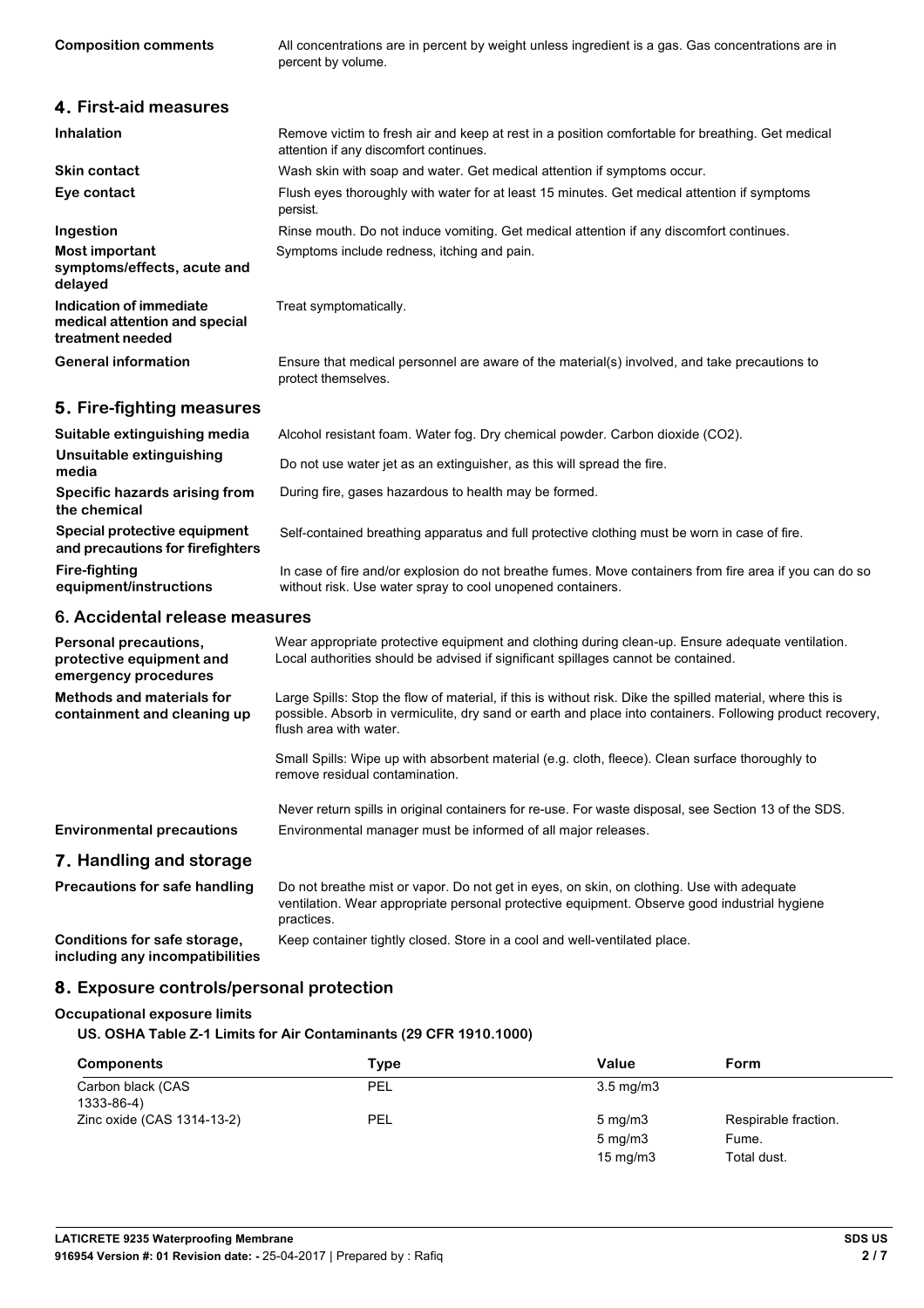**Composition comments** All concentrations are in percent by weight unless ingredient is a gas. Gas concentrations are in percent by volume.

## 4. First-aid measures

**Inhalation** Remove victim to fresh air and keep at rest in a position comfortable for breathing. Get medical attention if any discomfort continues.

**Skin contact** Wash skin with soap and water. Get medical attention if symptoms occur.

**Eye contact** Flush eyes thoroughly with water for at least 15 minutes. Get medical attention if symptoms persist.

**Ingestion** Rinse mouth. Do not induce vomiting. Get medical attention if any discomfort continues.

**Most important symptoms/effects, acute and delayed** Symptoms include redness, itching and pain.

**Indication of immediate medical attention and special treatment needed** Treat symptomatically.

**General information** Ensure that medical personnel are aware of the material(s) involved, and take precautions to protect themselves.

## 5. Fire-fighting measures

**Suitable extinguishing media** Alcohol resistant foam. Water fog. Dry chemical powder. Carbon dioxide ($CO_2$).

**Unsuitable extinguishing media** Do not use water jet as an extinguisher, as this will spread the fire.

**Specific hazards arising from the chemical** During fire, gases hazardous to health may be formed.

**Special protective equipment and precautions for firefighters** Self-contained breathing apparatus and full protective clothing must be worn in case of fire.

**Fire-fighting equipment/instructions** In case of fire and/or explosion do not breathe fumes. Move containers from fire area if you can do so without risk. Use water spray to cool unopened containers.

## 6. Accidental release measures

**Personal precautions, protective equipment and emergency procedures** Wear appropriate protective equipment and clothing during clean-up. Ensure adequate ventilation. Local authorities should be advised if significant spillages cannot be contained.

**Methods and materials for containment and cleaning up** Large Spills: Stop the flow of material, if this is without risk. Dike the spilled material, where this is possible. Absorb in vermiculite, dry sand or earth and place into containers. Following product recovery, flush area with water.

Small Spills: Wipe up with absorbent material (e.g. cloth, fleece). Clean surface thoroughly to remove residual contamination.

Never return spills in original containers for re-use. For waste disposal, see Section 13 of the SDS.

**Environmental precautions** Environmental manager must be informed of all major releases.

## 7. Handling and storage

**Precautions for safe handling** Do not breathe mist or vapor. Do not get in eyes, on skin, on clothing. Use with adequate ventilation. Wear appropriate personal protective equipment. Observe good industrial hygiene practices.

**Conditions for safe storage, including any incompatibilities** Keep container tightly closed. Store in a cool and well-ventilated place.

## 8. Exposure controls/personal protection

**Occupational exposure limits**

**US. OSHA Table Z-1 Limits for Air Contaminants (29 CFR 1910.1000)**

| Components | Type | Value | Form |
|---|---|---|---|
| Carbon black (CAS 1333-86-4) | PEL | 3.5 mg/m3 | |
| Zinc oxide (CAS 1314-13-2) | PEL | 5 mg/m3 | Respirable fraction. |
| | | 5 mg/m3 | Fume. |
| | | 15 mg/m3 | Total dust. |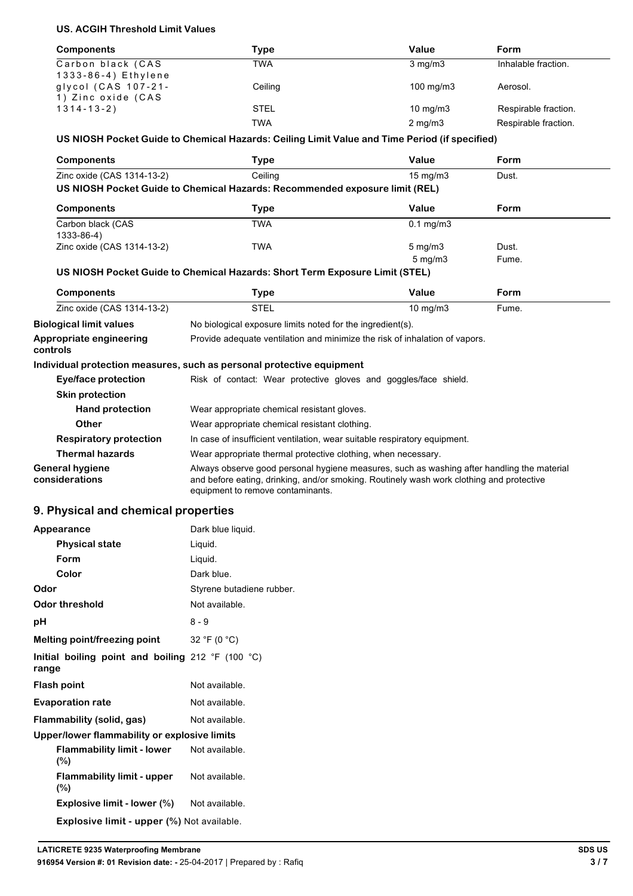**US. ACGIH Threshold Limit Values**

| Components | Type | Value | Form |
|---|---|---|---|
| Carbon black (CAS 1333-86-4) Ethylene glycol (CAS 107-21-1) Zinc oxide (CAS 1314-13-2) | TWA | 3 mg/m3 | Inhalable fraction. |
| | Ceiling | 100 mg/m3 | Aerosol. |
| | STEL | 10 mg/m3 | Respirable fraction. |
| | TWA | 2 mg/m3 | Respirable fraction. |

**US NIOSH Pocket Guide to Chemical Hazards: Ceiling Limit Value and Time Period (if specified)**

| Components | Type | Value | Form |
|---|---|---|---|
| Zinc oxide (CAS 1314-13-2) | Ceiling | 15 mg/m3 | Dust. |

**US NIOSH Pocket Guide to Chemical Hazards: Recommended exposure limit (REL)**

| Components | Type | Value | Form |
|---|---|---|---|
| Carbon black (CAS 1333-86-4) | TWA | 0.1 mg/m3 | |
| Zinc oxide (CAS 1314-13-2) | TWA | 5 mg/m3 | Dust. |
| | | 5 mg/m3 | Fume. |

**US NIOSH Pocket Guide to Chemical Hazards: Short Term Exposure Limit (STEL)**

| Components | Type | Value | Form |
|---|---|---|---|
| Zinc oxide (CAS 1314-13-2) | STEL | 10 mg/m3 | Fume. |

**Biological limit values** No biological exposure limits noted for the ingredient(s).

**Appropriate engineering controls** Provide adequate ventilation and minimize the risk of inhalation of vapors.

**Individual protection measures, such as personal protective equipment**

**Eye/face protection** Risk of contact: Wear protective gloves and goggles/face shield.

**Skin protection**

**Hand protection** Wear appropriate chemical resistant gloves.

**Other** Wear appropriate chemical resistant clothing.

**Respiratory protection** In case of insufficient ventilation, wear suitable respiratory equipment.

**Thermal hazards** Wear appropriate thermal protective clothing, when necessary.

**General hygiene considerations** Always observe good personal hygiene measures, such as washing after handling the material and before eating, drinking, and/or smoking. Routinely wash work clothing and protective equipment to remove contaminants.

## 9. Physical and chemical properties

**Appearance** Dark blue liquid.

**Physical state** Liquid.

**Form** Liquid.

**Color** Dark blue.

**Odor** Styrene butadiene rubber.

**Odor threshold** Not available.

**pH** 8 - 9

**Melting point/freezing point** 32 °F (0 °C)

**Initial boiling point and boiling range** 212 °F (100 °C)

**Flash point** Not available.

**Evaporation rate** Not available.

**Flammability (solid, gas)** Not available.

**Upper/lower flammability or explosive limits**

**Flammability limit - lower (%)** Not available.

**Flammability limit - upper (%)** Not available.

**Explosive limit - lower (%)** Not available.

**Explosive limit - upper (%)** Not available.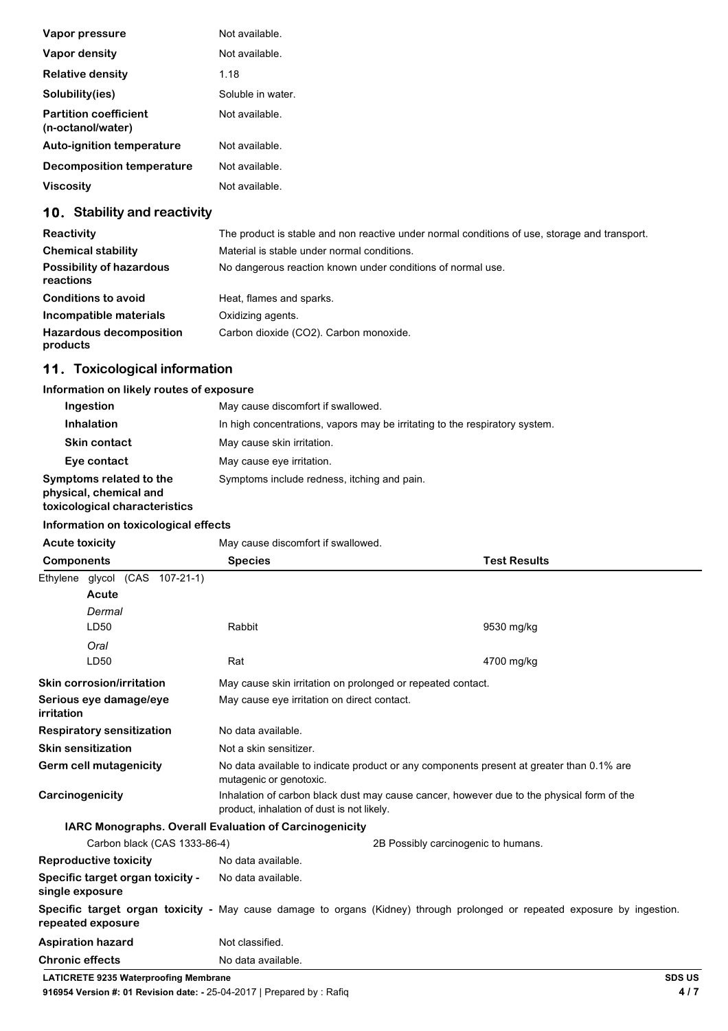| | |
|---|---|
| **Vapor pressure** | Not available. |
| **Vapor density** | Not available. |
| **Relative density** | 1.18 |
| **Solubility(ies)** | Soluble in water. |
| **Partition coefficient (n-octanol/water)** | Not available. |
| **Auto-ignition temperature** | Not available. |
| **Decomposition temperature** | Not available. |
| **Viscosity** | Not available. |

## 10. Stability and reactivity

| | |
|---|---|
| **Reactivity** | The product is stable and non reactive under normal conditions of use, storage and transport. |
| **Chemical stability** | Material is stable under normal conditions. |
| **Possibility of hazardous reactions** | No dangerous reaction known under conditions of normal use. |
| **Conditions to avoid** | Heat, flames and sparks. |
| **Incompatible materials** | Oxidizing agents. |
| **Hazardous decomposition products** | Carbon dioxide ($CO_2$). Carbon monoxide. |

## 11. Toxicological information

**Information on likely routes of exposure**

| | |
|---|---|
| **Ingestion** | May cause discomfort if swallowed. |
| **Inhalation** | In high concentrations, vapors may be irritating to the respiratory system. |
| **Skin contact** | May cause skin irritation. |
| **Eye contact** | May cause eye irritation. |
| **Symptoms related to the physical, chemical and toxicological characteristics** | Symptoms include redness, itching and pain. |

**Information on toxicological effects**

**Acute toxicity** May cause discomfort if swallowed.

| Components | Species | Test Results |
|---|---|---|
| Ethylene glycol (CAS 107-21-1) | | |
| **Acute** | | |
| *Dermal* | | |
| LD50 | Rabbit | 9530 mg/kg |
| *Oral* | | |
| LD50 | Rat | 4700 mg/kg |

| | |
|---|---|
| **Skin corrosion/irritation** | May cause skin irritation on prolonged or repeated contact. |
| **Serious eye damage/eye irritation** | May cause eye irritation on direct contact. |
| **Respiratory sensitization** | No data available. |
| **Skin sensitization** | Not a skin sensitizer. |
| **Germ cell mutagenicity** | No data available to indicate product or any components present at greater than 0.1% are mutagenic or genotoxic. |
| **Carcinogenicity** | Inhalation of carbon black dust may cause cancer, however due to the physical form of the product, inhalation of dust is not likely. |

**IARC Monographs. Overall Evaluation of Carcinogenicity**

| | |
|---|---|
| Carbon black (CAS 1333-86-4) | 2B Possibly carcinogenic to humans. |

| | |
|---|---|
| **Reproductive toxicity** | No data available. |
| **Specific target organ toxicity - single exposure** | No data available. |
| **Specific target organ toxicity - repeated exposure** | May cause damage to organs (Kidney) through prolonged or repeated exposure by ingestion. |
| **Aspiration hazard** | Not classified. |
| **Chronic effects** | No data available. |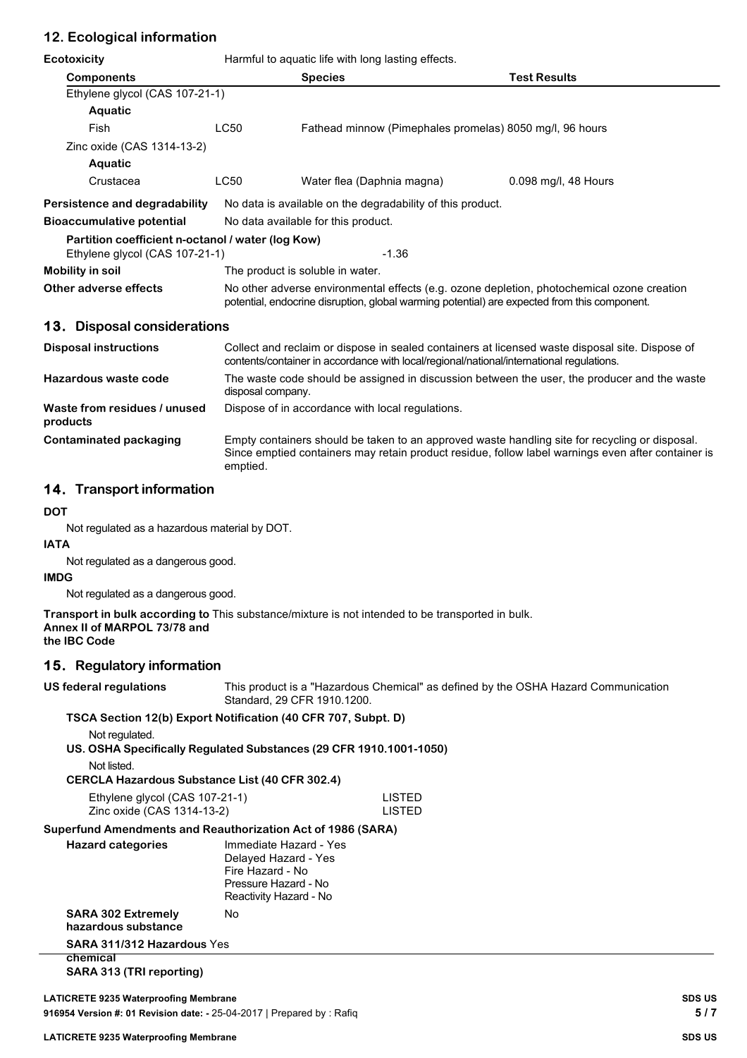## 12. Ecological information

**Ecotoxicity** Harmful to aquatic life with long lasting effects.

| Components | | Species | Test Results |
|---|---|---|---|
| Ethylene glycol (CAS 107-21-1) | | | |
| **Aquatic** | | | |
| Fish | LC50 | Fathead minnow (Pimephales promelas) | 8050 mg/l, 96 hours |
| Zinc oxide (CAS 1314-13-2) | | | |
| **Aquatic** | | | |
| Crustacea | LC50 | Water flea (Daphnia magna) | 0.098 mg/l, 48 Hours |

**Persistence and degradability** No data is available on the degradability of this product.

**Bioaccumulative potential** No data available for this product.

**Partition coefficient n-octanol / water (log Kow)**

Ethylene glycol (CAS 107-21-1) -1.36

**Mobility in soil** The product is soluble in water.

**Other adverse effects** No other adverse environmental effects (e.g. ozone depletion, photochemical ozone creation potential, endocrine disruption, global warming potential) are expected from this component.

## 13. Disposal considerations

**Disposal instructions** Collect and reclaim or dispose in sealed containers at licensed waste disposal site. Dispose of contents/container in accordance with local/regional/national/international regulations.

**Hazardous waste code** The waste code should be assigned in discussion between the user, the producer and the waste disposal company.

**Waste from residues / unused products** Dispose of in accordance with local regulations.

**Contaminated packaging** Empty containers should be taken to an approved waste handling site for recycling or disposal. Since emptied containers may retain product residue, follow label warnings even after container is emptied.

## 14. Transport information

**DOT**

Not regulated as a hazardous material by DOT.

**IATA**

Not regulated as a dangerous good.

**IMDG**

Not regulated as a dangerous good.

**Transport in bulk according to Annex II of MARPOL 73/78 and the IBC Code** This substance/mixture is not intended to be transported in bulk.

## 15. Regulatory information

**US federal regulations** This product is a "Hazardous Chemical" as defined by the OSHA Hazard Communication Standard, 29 CFR 1910.1200.

**TSCA Section 12(b) Export Notification (40 CFR 707, Subpt. D)**

Not regulated.

**US. OSHA Specifically Regulated Substances (29 CFR 1910.1001-1050)**

Not listed.

**CERCLA Hazardous Substance List (40 CFR 302.4)**

| | |
|---|---|
| Ethylene glycol (CAS 107-21-1) | LISTED |
| Zinc oxide (CAS 1314-13-2) | LISTED |

**Superfund Amendments and Reauthorization Act of 1986 (SARA)**

**Hazard categories**
Immediate Hazard - Yes
Delayed Hazard - Yes
Fire Hazard - No
Pressure Hazard - No
Reactivity Hazard - No

**SARA 302 Extremely hazardous substance** No

**SARA 311/312 Hazardous chemical** Yes

**SARA 313 (TRI reporting)**

LATICRETE 9235 Waterproofing Membrane

916954 Version #: 01 Revision date: - 25-04-2017 | Prepared by : Rafiq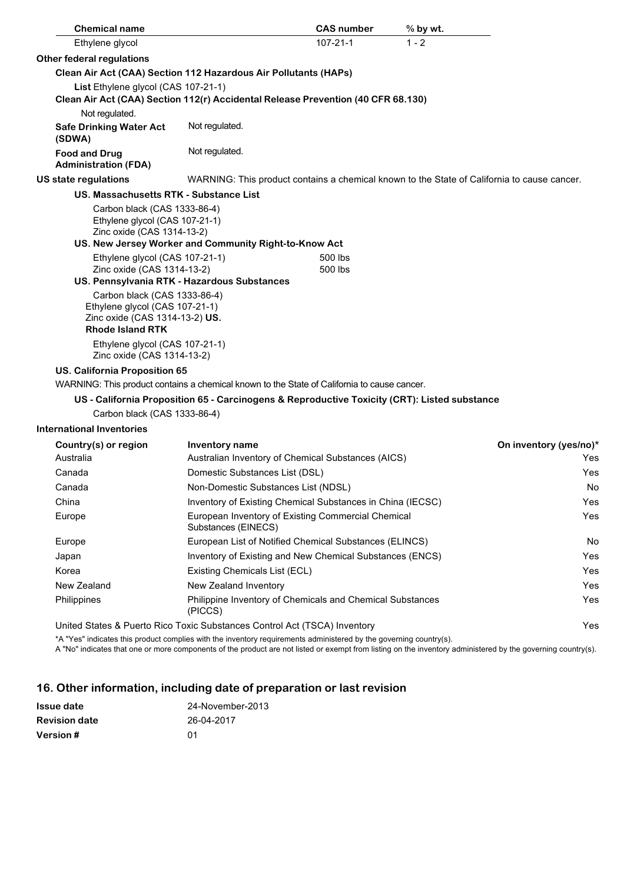| Chemical name | CAS number | % by wt. |
| --- | --- | --- |
| Ethylene glycol | 107-21-1 | 1 - 2 |

**Other federal regulations**

**Clean Air Act (CAA) Section 112 Hazardous Air Pollutants (HAPs)**

**List** Ethylene glycol (CAS 107-21-1)

**Clean Air Act (CAA) Section 112(r) Accidental Release Prevention (40 CFR 68.130)**

Not regulated.

**Safe Drinking Water Act (SDWA)** Not regulated.

**Food and Drug Administration (FDA)** Not regulated.

**US state regulations** WARNING: This product contains a chemical known to the State of California to cause cancer.

**US. Massachusetts RTK - Substance List**

Carbon black (CAS 1333-86-4)
Ethylene glycol (CAS 107-21-1)
Zinc oxide (CAS 1314-13-2)

**US. New Jersey Worker and Community Right-to-Know Act**

| | |
| --- | --- |
| Ethylene glycol (CAS 107-21-1) | 500 lbs |
| Zinc oxide (CAS 1314-13-2) | 500 lbs |

**US. Pennsylvania RTK - Hazardous Substances**

Carbon black (CAS 1333-86-4)
Ethylene glycol (CAS 107-21-1)
Zinc oxide (CAS 1314-13-2)

**US. Rhode Island RTK**

Ethylene glycol (CAS 107-21-1)
Zinc oxide (CAS 1314-13-2)

**US. California Proposition 65**

WARNING: This product contains a chemical known to the State of California to cause cancer.

**US - California Proposition 65 - Carcinogens & Reproductive Toxicity (CRT): Listed substance**

Carbon black (CAS 1333-86-4)

**International Inventories**

| Country(s) or region | Inventory name | On inventory (yes/no)* |
| --- | --- | --- |
| Australia | Australian Inventory of Chemical Substances (AICS) | Yes |
| Canada | Domestic Substances List (DSL) | Yes |
| Canada | Non-Domestic Substances List (NDSL) | No |
| China | Inventory of Existing Chemical Substances in China (IECSC) | Yes |
| Europe | European Inventory of Existing Commercial Chemical Substances (EINECS) | Yes |
| Europe | European List of Notified Chemical Substances (ELINCS) | No |
| Japan | Inventory of Existing and New Chemical Substances (ENCS) | Yes |
| Korea | Existing Chemicals List (ECL) | Yes |
| New Zealand | New Zealand Inventory | Yes |
| Philippines | Philippine Inventory of Chemicals and Chemical Substances (PICCS) | Yes |
| United States & Puerto Rico | Toxic Substances Control Act (TSCA) Inventory | Yes |

*A "Yes" indicates this product complies with the inventory requirements administered by the governing country(s).
A "No" indicates that one or more components of the product are not listed or exempt from listing on the inventory administered by the governing country(s).

## 16. Other information, including date of preparation or last revision

| | |
| --- | --- |
| **Issue date** | 24-November-2013 |
| **Revision date** | 26-04-2017 |
| **Version #** | 01 |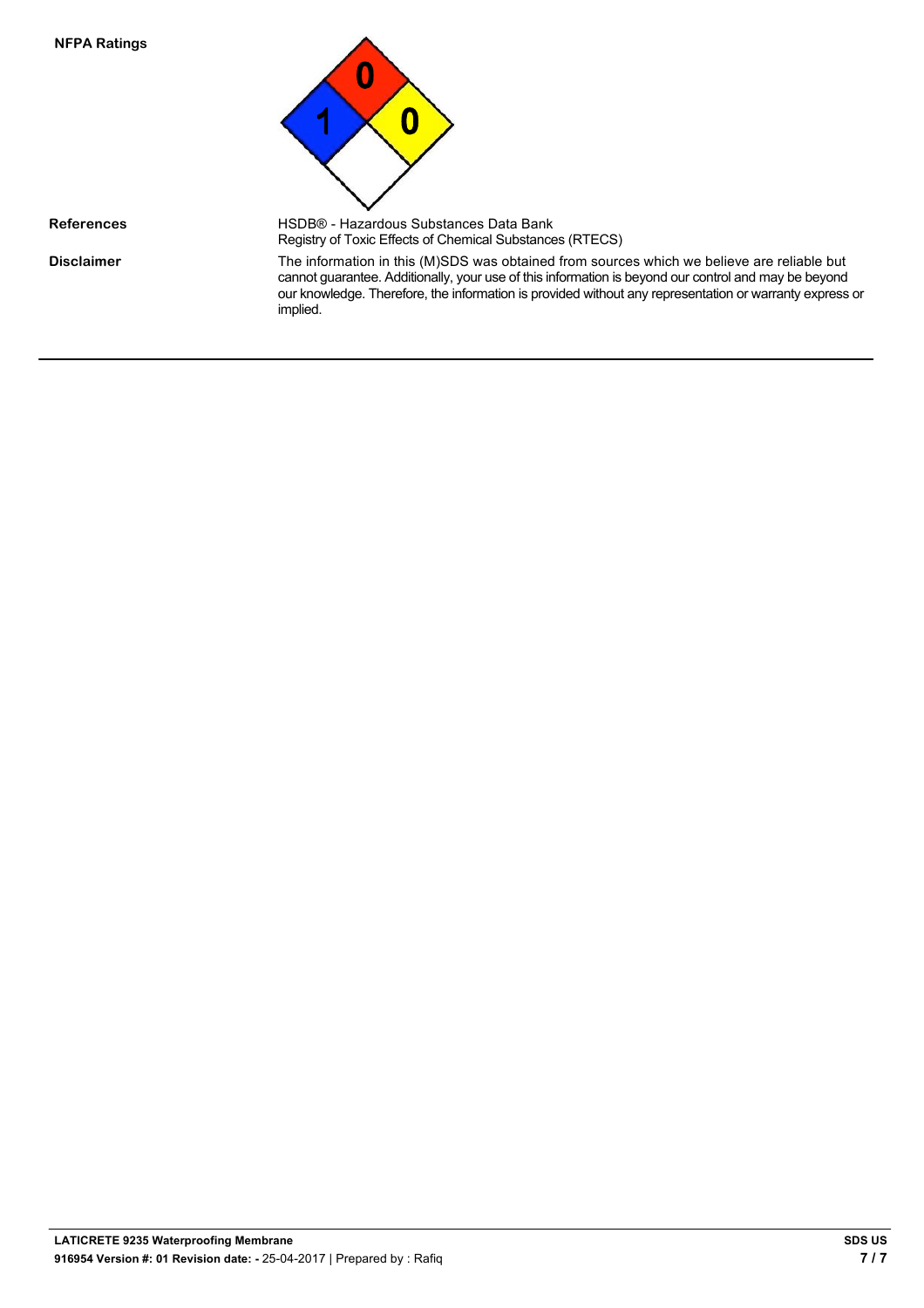**NFPA Ratings**

0

1 0

**References**

HSDB® - Hazardous Substances Data Bank
Registry of Toxic Effects of Chemical Substances (RTECS)

**Disclaimer**

The information in this (M)SDS was obtained from sources which we believe are reliable but cannot guarantee. Additionally, your use of this information is beyond our control and may be beyond our knowledge. Therefore, the information is provided without any representation or warranty express or implied.